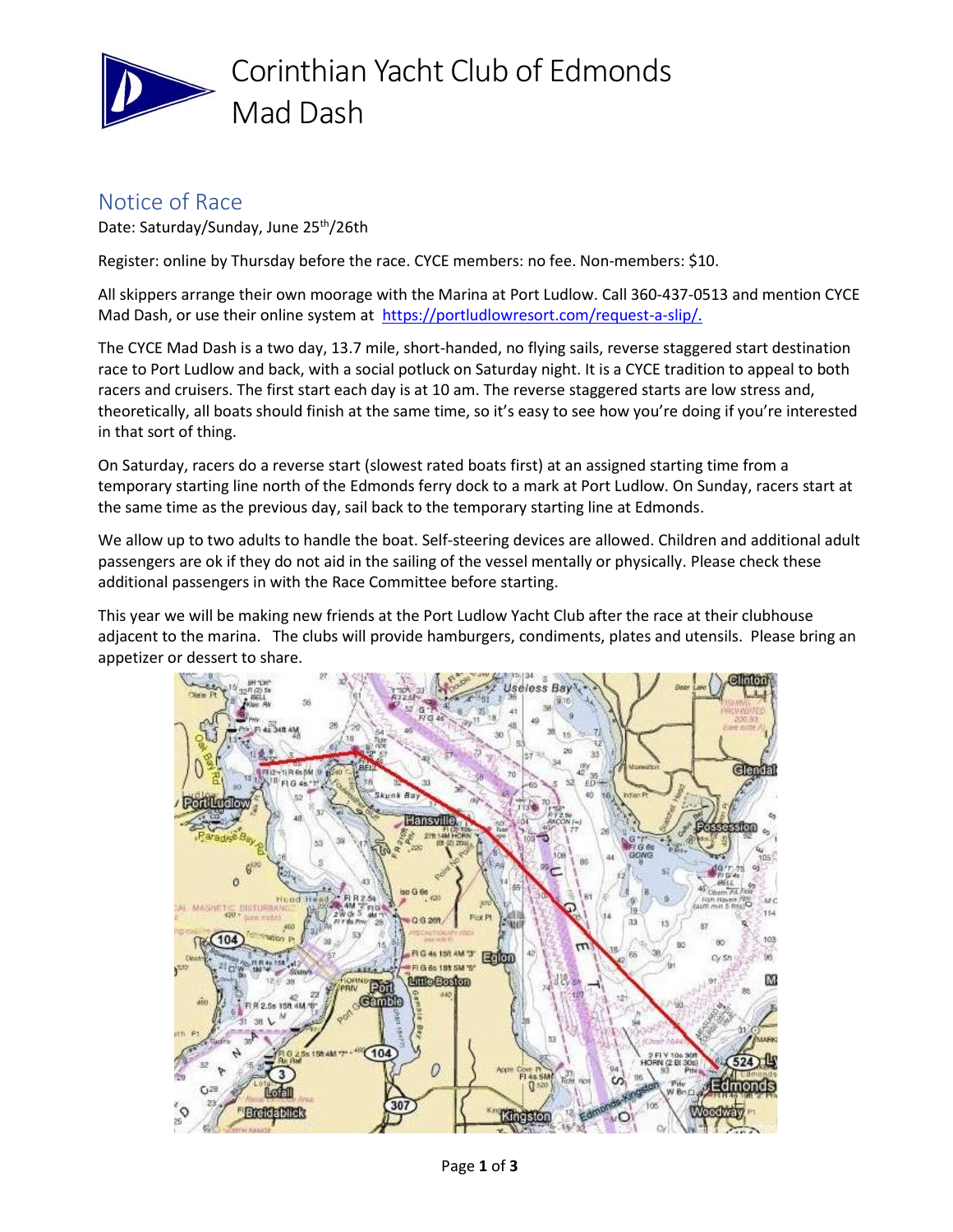# Corinthian Yacht Club of Edmonds
# Mad Dash

## Notice of Race

Date: Saturday/Sunday, June 25th/26th

Register: online by Thursday before the race. CYCE members: no fee. Non-members: $10.

All skippers arrange their own moorage with the Marina at Port Ludlow. Call 360-437-0513 and mention CYCE Mad Dash, or use their online system at https://portludlowresort.com/request-a-slip/.

The CYCE Mad Dash is a two day, 13.7 mile, short-handed, no flying sails, reverse staggered start destination race to Port Ludlow and back, with a social potluck on Saturday night. It is a CYCE tradition to appeal to both racers and cruisers. The first start each day is at 10 am. The reverse staggered starts are low stress and, theoretically, all boats should finish at the same time, so it's easy to see how you're doing if you're interested in that sort of thing.

On Saturday, racers do a reverse start (slowest rated boats first) at an assigned starting time from a temporary starting line north of the Edmonds ferry dock to a mark at Port Ludlow. On Sunday, racers start at the same time as the previous day, sail back to the temporary starting line at Edmonds.

We allow up to two adults to handle the boat. Self-steering devices are allowed. Children and additional adult passengers are ok if they do not aid in the sailing of the vessel mentally or physically. Please check these additional passengers in with the Race Committee before starting.

This year we will be making new friends at the Port Ludlow Yacht Club after the race at their clubhouse adjacent to the marina. The clubs will provide hamburgers, condiments, plates and utensils. Please bring an appetizer or dessert to share.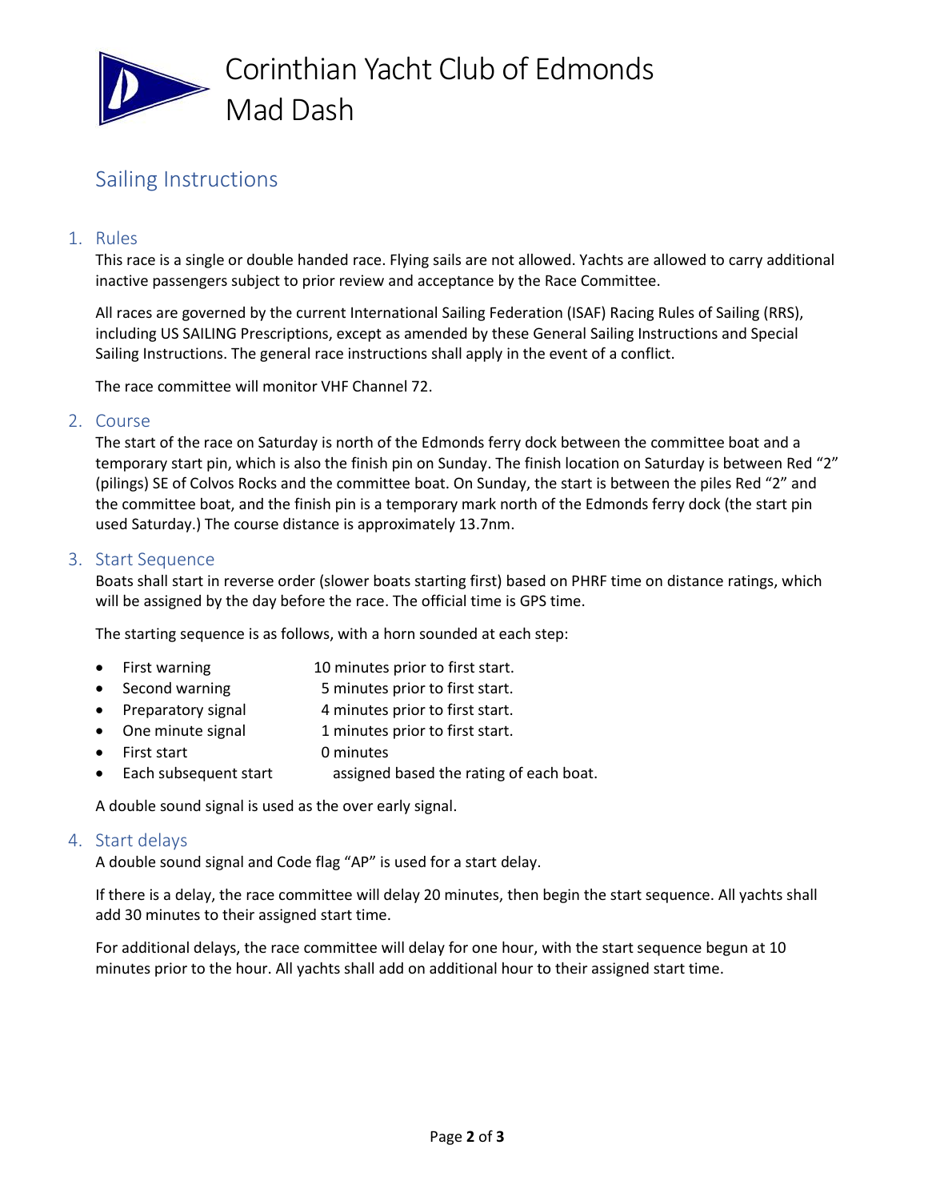# Corinthian Yacht Club of Edmonds
# Mad Dash

## Sailing Instructions

### 1. Rules

This race is a single or double handed race. Flying sails are not allowed. Yachts are allowed to carry additional inactive passengers subject to prior review and acceptance by the Race Committee.

All races are governed by the current International Sailing Federation (ISAF) Racing Rules of Sailing (RRS), including US SAILING Prescriptions, except as amended by these General Sailing Instructions and Special Sailing Instructions. The general race instructions shall apply in the event of a conflict.

The race committee will monitor VHF Channel 72.

### 2. Course

The start of the race on Saturday is north of the Edmonds ferry dock between the committee boat and a temporary start pin, which is also the finish pin on Sunday. The finish location on Saturday is between Red "2" (pilings) SE of Colvos Rocks and the committee boat. On Sunday, the start is between the piles Red "2" and the committee boat, and the finish pin is a temporary mark north of the Edmonds ferry dock (the start pin used Saturday.) The course distance is approximately 13.7nm.

### 3. Start Sequence

Boats shall start in reverse order (slower boats starting first) based on PHRF time on distance ratings, which will be assigned by the day before the race. The official time is GPS time.

The starting sequence is as follows, with a horn sounded at each step:

- First warning 10 minutes prior to first start.
- Second warning 5 minutes prior to first start.
- Preparatory signal 4 minutes prior to first start.
- One minute signal 1 minutes prior to first start.
- First start 0 minutes
- Each subsequent start assigned based the rating of each boat.

A double sound signal is used as the over early signal.

### 4. Start delays

A double sound signal and Code flag "AP" is used for a start delay.

If there is a delay, the race committee will delay 20 minutes, then begin the start sequence. All yachts shall add 30 minutes to their assigned start time.

For additional delays, the race committee will delay for one hour, with the start sequence begun at 10 minutes prior to the hour. All yachts shall add on additional hour to their assigned start time.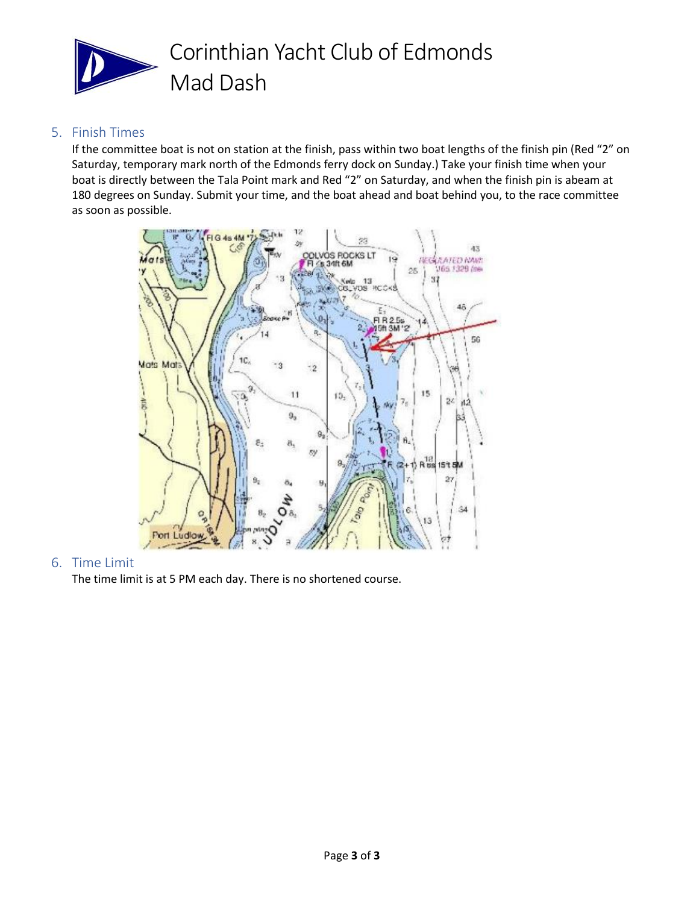# Corinthian Yacht Club of Edmonds
# Mad Dash

## 5. Finish Times

If the committee boat is not on station at the finish, pass within two boat lengths of the finish pin (Red "2" on Saturday, temporary mark north of the Edmonds ferry dock on Sunday.) Take your finish time when your boat is directly between the Tala Point mark and Red "2" on Saturday, and when the finish pin is abeam at 180 degrees on Sunday. Submit your time, and the boat ahead and boat behind you, to the race committee as soon as possible.

## 6. Time Limit

The time limit is at 5 PM each day. There is no shortened course.